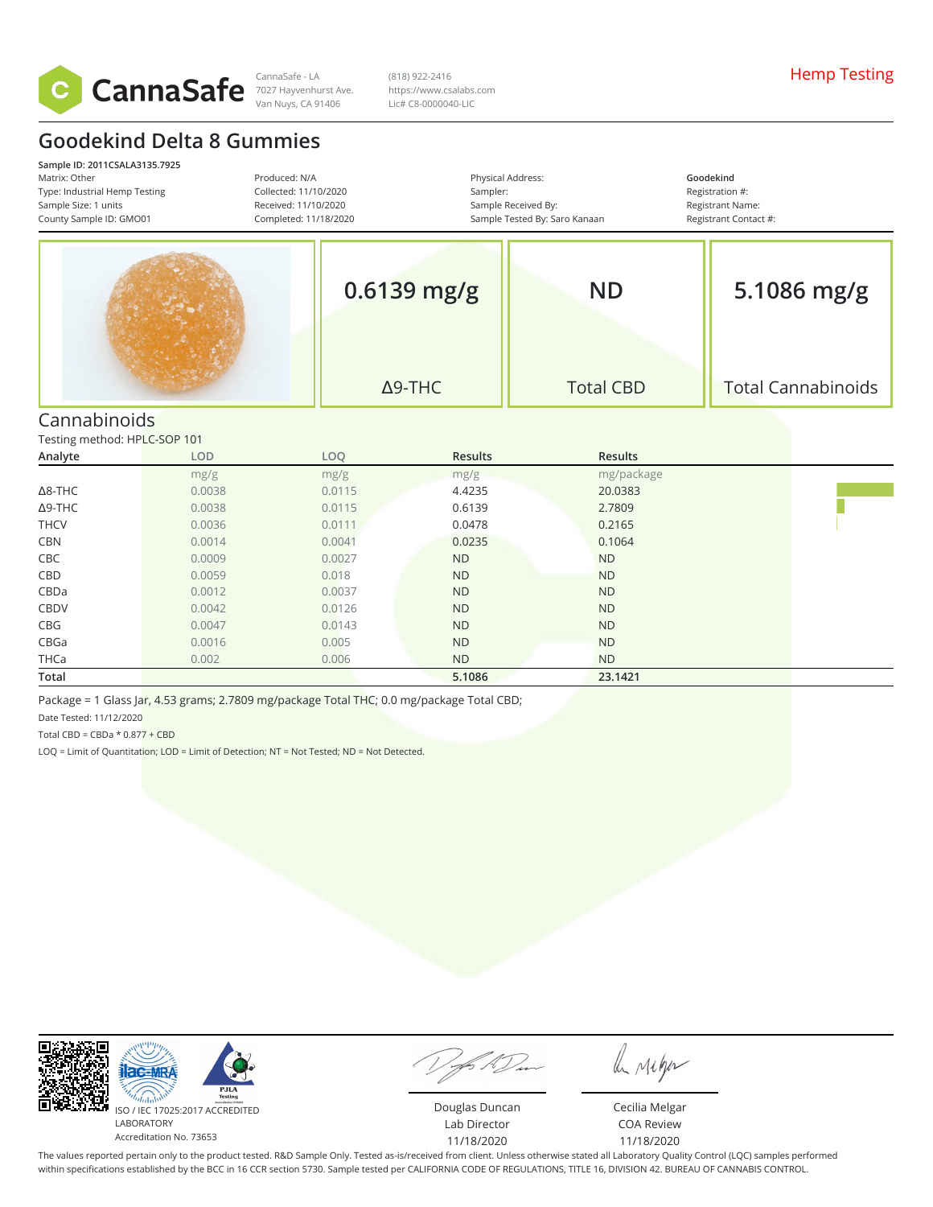CannaSafe

CannaSafe - LA
7027 Hayvenhurst Ave.
Van Nuys, CA 91406

(818) 922-2416
https://www.csalabs.com
Lic# C8-0000040-LIC

Hemp Testing

# Goodekind Delta 8 Gummies

**Sample ID: 2011CSALA3135.7925**
Matrix: Other
Type: Industrial Hemp Testing
Sample Size: 1 units
County Sample ID: GMO01

Produced: N/A
Collected: 11/10/2020
Received: 11/10/2020
Completed: 11/18/2020

Physical Address:
Sampler:
Sample Received By:
Sample Tested By: Saro Kanaan

**Goodekind**
Registration #:
Registrant Name:
Registrant Contact #:

| 0.6139 mg/g | ND | 5.1086 mg/g |
|---|---|---|
| Δ9-THC | Total CBD | Total Cannabinoids |

## Cannabinoids

Testing method: HPLC-SOP 101

| Analyte | LOD | LOQ | Results | Results |
|---|---|---|---|---|
| | mg/g | mg/g | mg/g | mg/package |
| Δ8-THC | 0.0038 | 0.0115 | 4.4235 | 20.0383 |
| Δ9-THC | 0.0038 | 0.0115 | 0.6139 | 2.7809 |
| THCV | 0.0036 | 0.0111 | 0.0478 | 0.2165 |
| CBN | 0.0014 | 0.0041 | 0.0235 | 0.1064 |
| CBC | 0.0009 | 0.0027 | ND | ND |
| CBD | 0.0059 | 0.018 | ND | ND |
| CBDa | 0.0012 | 0.0037 | ND | ND |
| CBDV | 0.0042 | 0.0126 | ND | ND |
| CBG | 0.0047 | 0.0143 | ND | ND |
| CBGa | 0.0016 | 0.005 | ND | ND |
| THCa | 0.002 | 0.006 | ND | ND |
| **Total** | | | **5.1086** | **23.1421** |

Package = 1 Glass Jar, 4.53 grams; 2.7809 mg/package Total THC; 0.0 mg/package Total CBD;

Date Tested: 11/12/2020

Total CBD = CBDa * 0.877 + CBD

LOQ = Limit of Quantitation; LOD = Limit of Detection; NT = Not Tested; ND = Not Detected.

ISO / IEC 17025:2017 ACCREDITED LABORATORY
Accreditation No. 73653

Douglas Duncan
Lab Director
11/18/2020

Cecilia Melgar
COA Review
11/18/2020

The values reported pertain only to the product tested. R&D Sample Only. Tested as-is/received from client. Unless otherwise stated all Laboratory Quality Control (LQC) samples performed within specifications established by the BCC in 16 CCR section 5730. Sample tested per CALIFORNIA CODE OF REGULATIONS, TITLE 16, DIVISION 42. BUREAU OF CANNABIS CONTROL.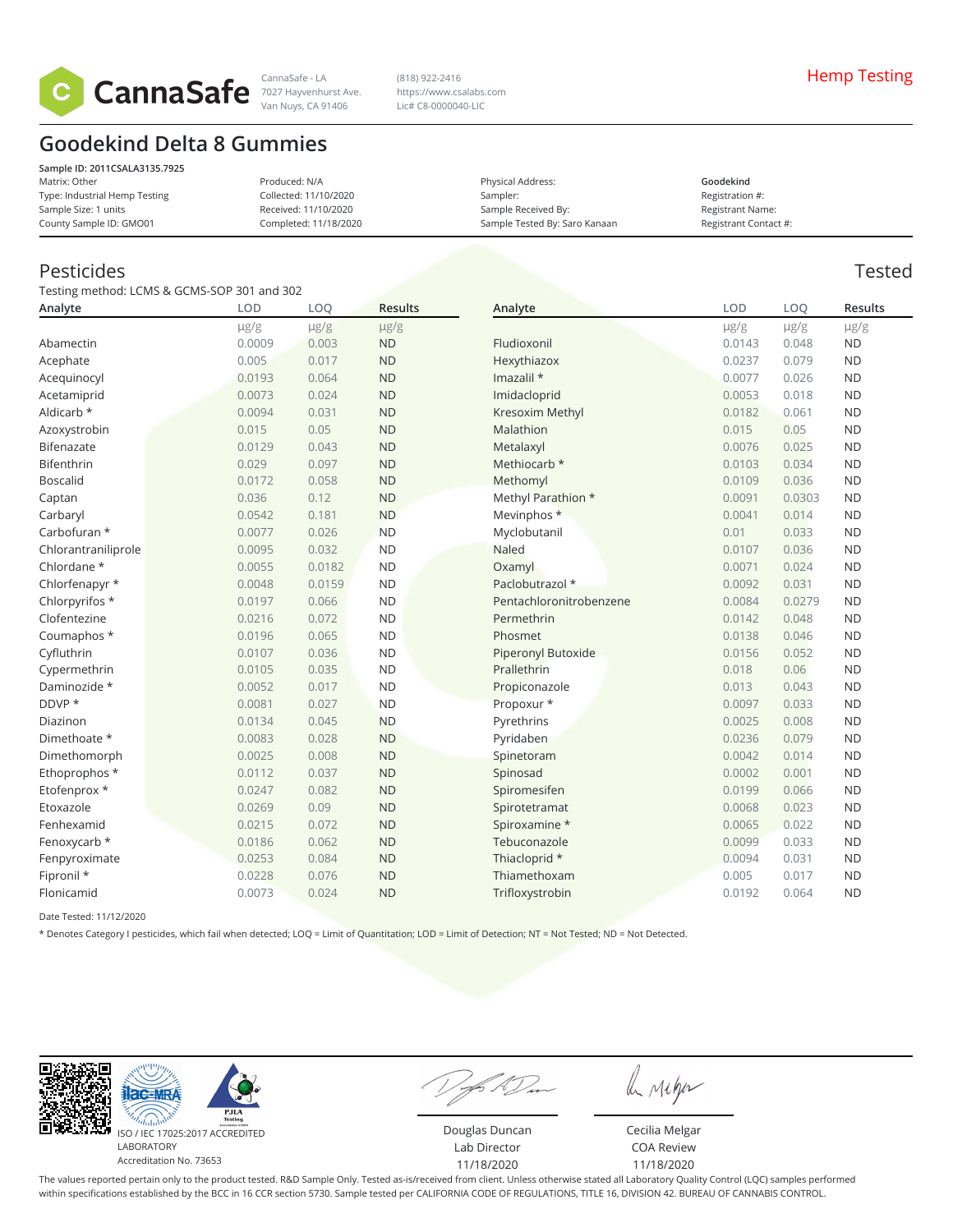CannaSafe - LA
7027 Hayvenhurst Ave.
Van Nuys, CA 91406

(818) 922-2416
https://www.csalabs.com
Lic# C8-0000040-LIC

Hemp Testing

# Goodekind Delta 8 Gummies

**Sample ID: 2011CSALA3135.7925**

| | | | |
|---|---|---|---|
| Matrix: Other | Produced: N/A | Physical Address: | **Goodekind** |
| Type: Industrial Hemp Testing | Collected: 11/10/2020 | Sampler: | Registration #: |
| Sample Size: 1 units | Received: 11/10/2020 | Sample Received By: | Registrant Name: |
| County Sample ID: GMO01 | Completed: 11/18/2020 | Sample Tested By: Saro Kanaan | Registrant Contact #: |

## Pesticides

Tested

Testing method: LCMS & GCMS-SOP 301 and 302

| Analyte | LOD | LOQ | Results | Analyte | LOD | LOQ | Results |
|---|---|---|---|---|---|---|---|
| | μg/g | μg/g | μg/g | | μg/g | μg/g | μg/g |
| Abamectin | 0.0009 | 0.003 | ND | Fludioxonil | 0.0143 | 0.048 | ND |
| Acephate | 0.005 | 0.017 | ND | Hexythiazox | 0.0237 | 0.079 | ND |
| Acequinocyl | 0.0193 | 0.064 | ND | Imazalil * | 0.0077 | 0.026 | ND |
| Acetamiprid | 0.0073 | 0.024 | ND | Imidacloprid | 0.0053 | 0.018 | ND |
| Aldicarb * | 0.0094 | 0.031 | ND | Kresoxim Methyl | 0.0182 | 0.061 | ND |
| Azoxystrobin | 0.015 | 0.05 | ND | Malathion | 0.015 | 0.05 | ND |
| Bifenazate | 0.0129 | 0.043 | ND | Metalaxyl | 0.0076 | 0.025 | ND |
| Bifenthrin | 0.029 | 0.097 | ND | Methiocarb * | 0.0103 | 0.034 | ND |
| Boscalid | 0.0172 | 0.058 | ND | Methomyl | 0.0109 | 0.036 | ND |
| Captan | 0.036 | 0.12 | ND | Methyl Parathion * | 0.0091 | 0.0303 | ND |
| Carbaryl | 0.0542 | 0.181 | ND | Mevinphos * | 0.0041 | 0.014 | ND |
| Carbofuran * | 0.0077 | 0.026 | ND | Myclobutanil | 0.01 | 0.033 | ND |
| Chlorantraniliprole | 0.0095 | 0.032 | ND | Naled | 0.0107 | 0.036 | ND |
| Chlordane * | 0.0055 | 0.0182 | ND | Oxamyl | 0.0071 | 0.024 | ND |
| Chlorfenapyr * | 0.0048 | 0.0159 | ND | Paclobutrazol * | 0.0092 | 0.031 | ND |
| Chlorpyrifos * | 0.0197 | 0.066 | ND | Pentachloronitrobenzene | 0.0084 | 0.0279 | ND |
| Clofentezine | 0.0216 | 0.072 | ND | Permethrin | 0.0142 | 0.048 | ND |
| Coumaphos * | 0.0196 | 0.065 | ND | Phosmet | 0.0138 | 0.046 | ND |
| Cyfluthrin | 0.0107 | 0.036 | ND | Piperonyl Butoxide | 0.0156 | 0.052 | ND |
| Cypermethrin | 0.0105 | 0.035 | ND | Prallethrin | 0.018 | 0.06 | ND |
| Daminozide * | 0.0052 | 0.017 | ND | Propiconazole | 0.013 | 0.043 | ND |
| DDVP * | 0.0081 | 0.027 | ND | Propoxur * | 0.0097 | 0.033 | ND |
| Diazinon | 0.0134 | 0.045 | ND | Pyrethrins | 0.0025 | 0.008 | ND |
| Dimethoate * | 0.0083 | 0.028 | ND | Pyridaben | 0.0236 | 0.079 | ND |
| Dimethomorph | 0.0025 | 0.008 | ND | Spinetoram | 0.0042 | 0.014 | ND |
| Ethoprophos * | 0.0112 | 0.037 | ND | Spinosad | 0.0002 | 0.001 | ND |
| Etofenprox * | 0.0247 | 0.082 | ND | Spiromesifen | 0.0199 | 0.066 | ND |
| Etoxazole | 0.0269 | 0.09 | ND | Spirotetramat | 0.0068 | 0.023 | ND |
| Fenhexamid | 0.0215 | 0.072 | ND | Spiroxamine * | 0.0065 | 0.022 | ND |
| Fenoxycarb * | 0.0186 | 0.062 | ND | Tebuconazole | 0.0099 | 0.033 | ND |
| Fenpyroximate | 0.0253 | 0.084 | ND | Thiacloprid * | 0.0094 | 0.031 | ND |
| Fipronil * | 0.0228 | 0.076 | ND | Thiamethoxam | 0.005 | 0.017 | ND |
| Flonicamid | 0.0073 | 0.024 | ND | Trifloxystrobin | 0.0192 | 0.064 | ND |

Date Tested: 11/12/2020

* Denotes Category I pesticides, which fail when detected; LOQ = Limit of Quantitation; LOD = Limit of Detection; NT = Not Tested; ND = Not Detected.

ISO / IEC 17025:2017 ACCREDITED LABORATORY
Accreditation No. 73653

Douglas Duncan
Lab Director
11/18/2020

Cecilia Melgar
COA Review
11/18/2020

The values reported pertain only to the product tested. R&D Sample Only. Tested as-is/received from client. Unless otherwise stated all Laboratory Quality Control (LQC) samples performed within specifications established by the BCC in 16 CCR section 5730. Sample tested per CALIFORNIA CODE OF REGULATIONS, TITLE 16, DIVISION 42. BUREAU OF CANNABIS CONTROL.